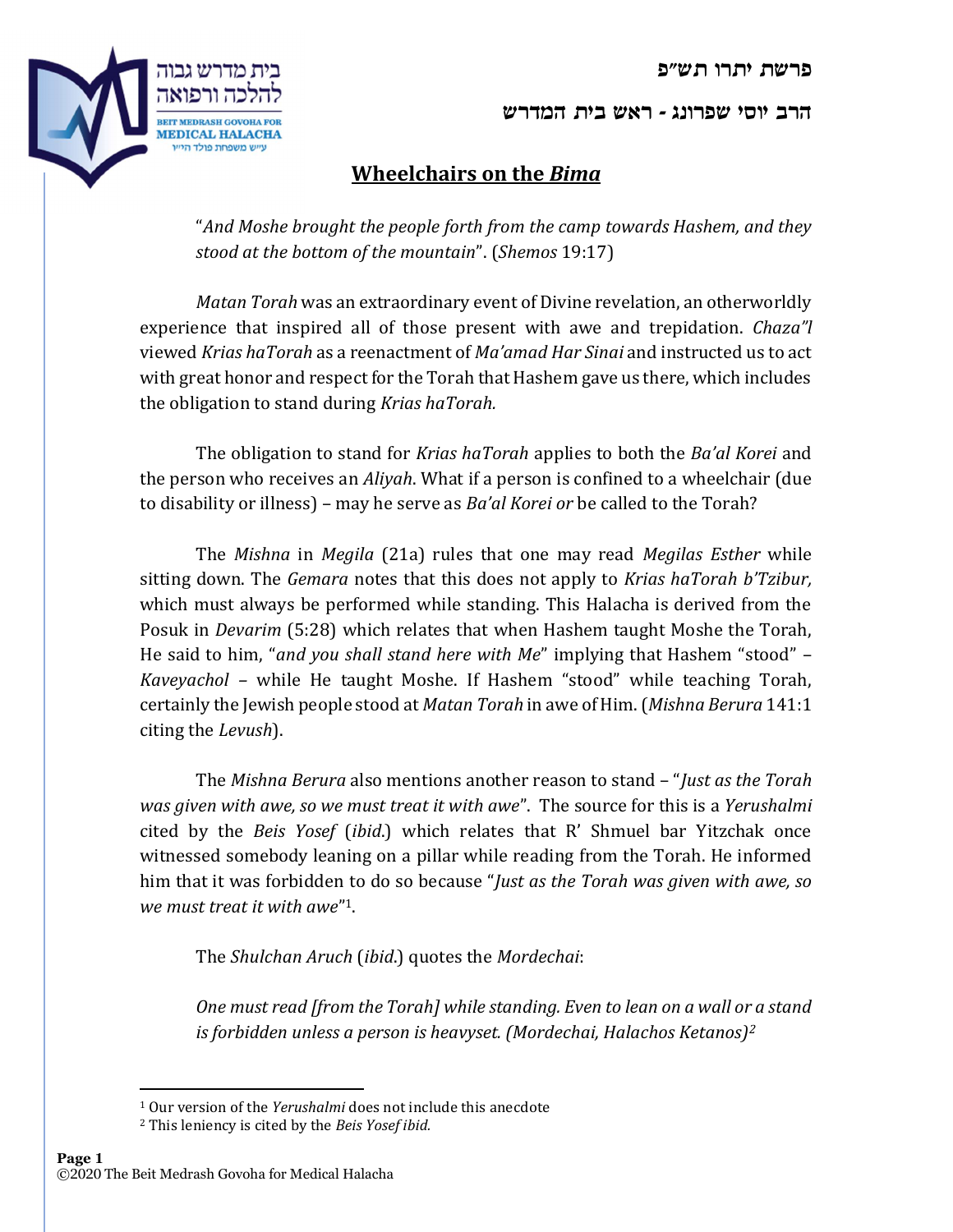**פרשת יתרו תש״פ**

**הרב יוסי שפרונג - ראש בית המדרש**

## Wheelchairs on the *Bima*

"*And Moshe brought the people forth from the camp towards Hashem, and they stood at the bottom of the mountain*". (*Shemos* 19:17)

*Matan Torah* was an extraordinary event of Divine revelation, an otherworldly experience that inspired all of those present with awe and trepidation. *Chaza"l* viewed *Krias haTorah* as a reenactment of *Ma'amad Har Sinai* and instructed us to act with great honor and respect for the Torah that Hashem gave us there, which includes the obligation to stand during *Krias haTorah.*

The obligation to stand for *Krias haTorah* applies to both the *Ba'al Korei* and the person who receives an *Aliyah*. What if a person is confined to a wheelchair (due to disability or illness) – may he serve as *Ba'al Korei or* be called to the Torah?

The *Mishna* in *Megila* (21a) rules that one may read *Megilas Esther* while sitting down. The *Gemara* notes that this does not apply to *Krias haTorah b'Tzibur,* which must always be performed while standing. This Halacha is derived from the Posuk in *Devarim* (5:28) which relates that when Hashem taught Moshe the Torah, He said to him, "*and you shall stand here with Me*" implying that Hashem "stood" – *Kaveyachol* – while He taught Moshe. If Hashem "stood" while teaching Torah, certainly the Jewish people stood at *Matan Torah* in awe of Him. (*Mishna Berura* 141:1 citing the *Levush*).

The *Mishna Berura* also mentions another reason to stand – "*Just as the Torah was given with awe, so we must treat it with awe*". The source for this is a *Yerushalmi* cited by the *Beis Yosef* (*ibid.*) which relates that R' Shmuel bar Yitzchak once witnessed somebody leaning on a pillar while reading from the Torah. He informed him that it was forbidden to do so because "*Just as the Torah was given with awe, so we must treat it with awe*"[1].

The *Shulchan Aruch* (*ibid.*) quotes the *Mordechai*:

*One must read [from the Torah] while standing. Even to lean on a wall or a stand is forbidden unless a person is heavyset. (Mordechai, Halachos Ketanos)*[2]

---

[1] Our version of the *Yerushalmi* does not include this anecdote

[2] This leniency is cited by the *Beis Yosef ibid.*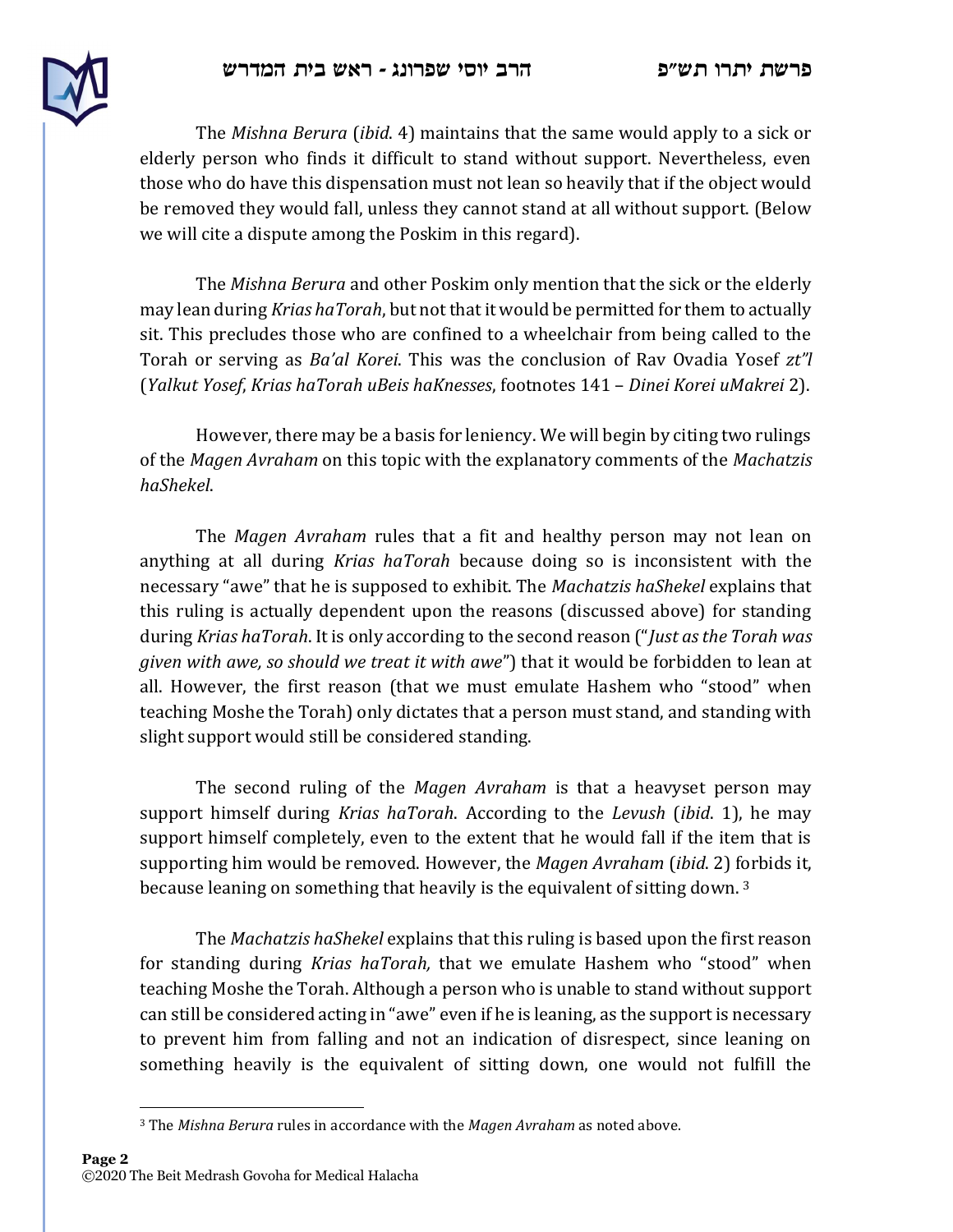The *Mishna Berura* (*ibid*. 4) maintains that the same would apply to a sick or elderly person who finds it difficult to stand without support. Nevertheless, even those who do have this dispensation must not lean so heavily that if the object would be removed they would fall, unless they cannot stand at all without support. (Below we will cite a dispute among the Poskim in this regard).

The *Mishna Berura* and other Poskim only mention that the sick or the elderly may lean during *Krias haTorah*, but not that it would be permitted for them to actually sit. This precludes those who are confined to a wheelchair from being called to the Torah or serving as *Ba'al Korei*. This was the conclusion of Rav Ovadia Yosef *zt"l* (*Yalkut Yosef*, *Krias haTorah uBeis haKnesses*, footnotes 141 – *Dinei Korei uMakrei* 2).

However, there may be a basis for leniency. We will begin by citing two rulings of the *Magen Avraham* on this topic with the explanatory comments of the *Machatzis haShekel*.

The *Magen Avraham* rules that a fit and healthy person may not lean on anything at all during *Krias haTorah* because doing so is inconsistent with the necessary "awe" that he is supposed to exhibit. The *Machatzis haShekel* explains that this ruling is actually dependent upon the reasons (discussed above) for standing during *Krias haTorah*. It is only according to the second reason ("*Just as the Torah was given with awe, so should we treat it with awe*") that it would be forbidden to lean at all. However, the first reason (that we must emulate Hashem who "stood" when teaching Moshe the Torah) only dictates that a person must stand, and standing with slight support would still be considered standing.

The second ruling of the *Magen Avraham* is that a heavyset person may support himself during *Krias haTorah*. According to the *Levush* (*ibid*. 1), he may support himself completely, even to the extent that he would fall if the item that is supporting him would be removed. However, the *Magen Avraham* (*ibid*. 2) forbids it, because leaning on something that heavily is the equivalent of sitting down. [3]

The *Machatzis haShekel* explains that this ruling is based upon the first reason for standing during *Krias haTorah,* that we emulate Hashem who "stood" when teaching Moshe the Torah. Although a person who is unable to stand without support can still be considered acting in "awe" even if he is leaning, as the support is necessary to prevent him from falling and not an indication of disrespect, since leaning on something heavily is the equivalent of sitting down, one would not fulfill the

[3] The *Mishna Berura* rules in accordance with the *Magen Avraham* as noted above.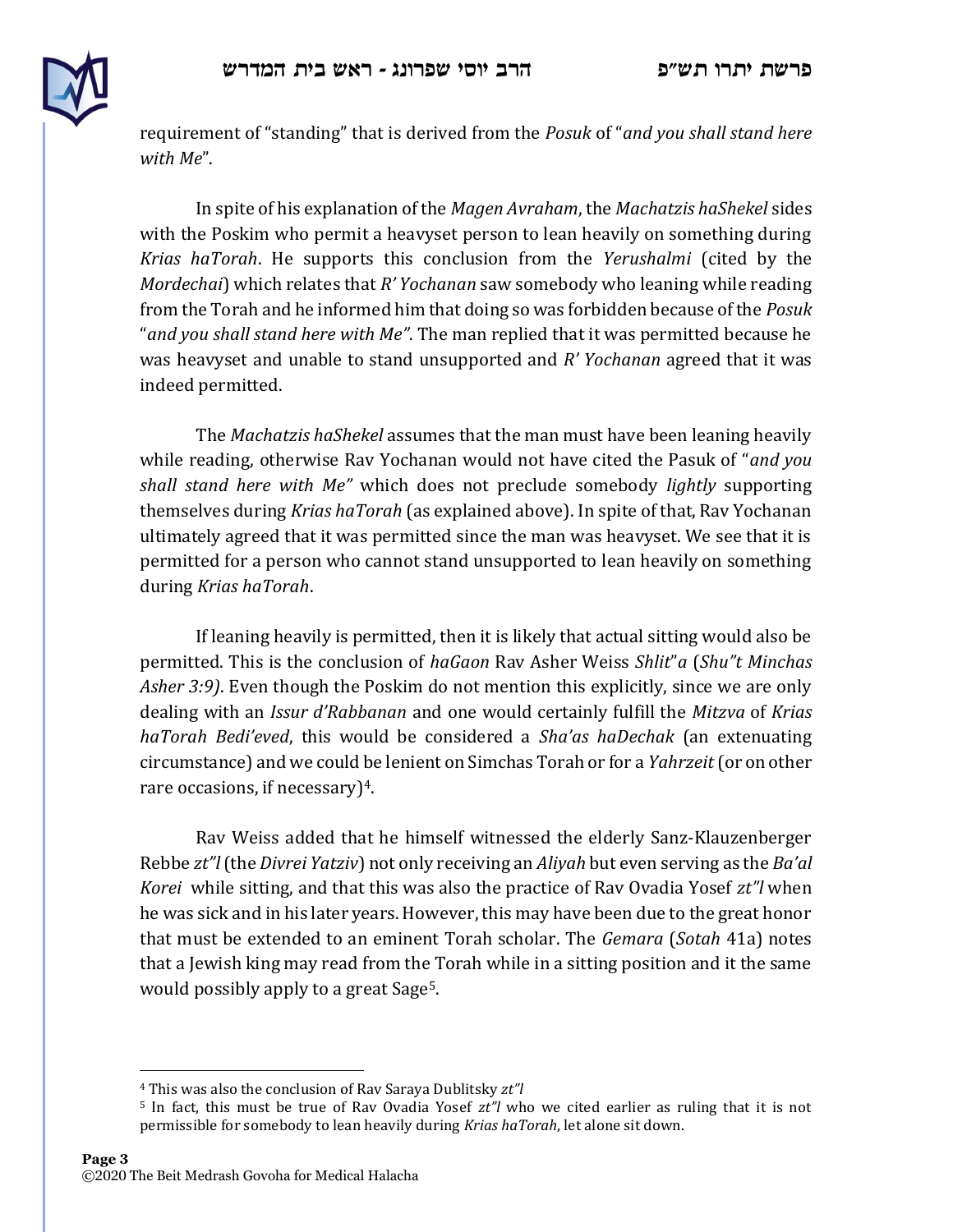requirement of "standing" that is derived from the *Posuk* of "*and you shall stand here with Me*".

In spite of his explanation of the *Magen Avraham*, the *Machatzis haShekel* sides with the Poskim who permit a heavyset person to lean heavily on something during *Krias haTorah*. He supports this conclusion from the *Yerushalmi* (cited by the *Mordechai*) which relates that *R' Yochanan* saw somebody who leaning while reading from the Torah and he informed him that doing so was forbidden because of the *Posuk* "*and you shall stand here with Me"*. The man replied that it was permitted because he was heavyset and unable to stand unsupported and *R' Yochanan* agreed that it was indeed permitted.

The *Machatzis haShekel* assumes that the man must have been leaning heavily while reading, otherwise Rav Yochanan would not have cited the Pasuk of "*and you shall stand here with Me"* which does not preclude somebody *lightly* supporting themselves during *Krias haTorah* (as explained above). In spite of that, Rav Yochanan ultimately agreed that it was permitted since the man was heavyset. We see that it is permitted for a person who cannot stand unsupported to lean heavily on something during *Krias haTorah*.

If leaning heavily is permitted, then it is likely that actual sitting would also be permitted. This is the conclusion of *haGaon* Rav Asher Weiss *Shlit*"*a* (*Shu"t Minchas Asher 3:9)*. Even though the Poskim do not mention this explicitly, since we are only dealing with an *Issur d'Rabbanan* and one would certainly fulfill the *Mitzva* of *Krias haTorah Bedi'eved*, this would be considered a *Sha'as haDechak* (an extenuating circumstance) and we could be lenient on Simchas Torah or for a *Yahrzeit* (or on other rare occasions, if necessary)[4].

Rav Weiss added that he himself witnessed the elderly Sanz-Klauzenberger Rebbe *zt"l* (the *Divrei Yatziv*) not only receiving an *Aliyah* but even serving as the *Ba'al Korei* while sitting, and that this was also the practice of Rav Ovadia Yosef *zt"l* when he was sick and in his later years. However, this may have been due to the great honor that must be extended to an eminent Torah scholar. The *Gemara* (*Sotah* 41a) notes that a Jewish king may read from the Torah while in a sitting position and it the same would possibly apply to a great Sage[5].

---

[4] This was also the conclusion of Rav Saraya Dublitsky *zt"l*

[5] In fact, this must be true of Rav Ovadia Yosef *zt"l* who we cited earlier as ruling that it is not permissible for somebody to lean heavily during *Krias haTorah*, let alone sit down.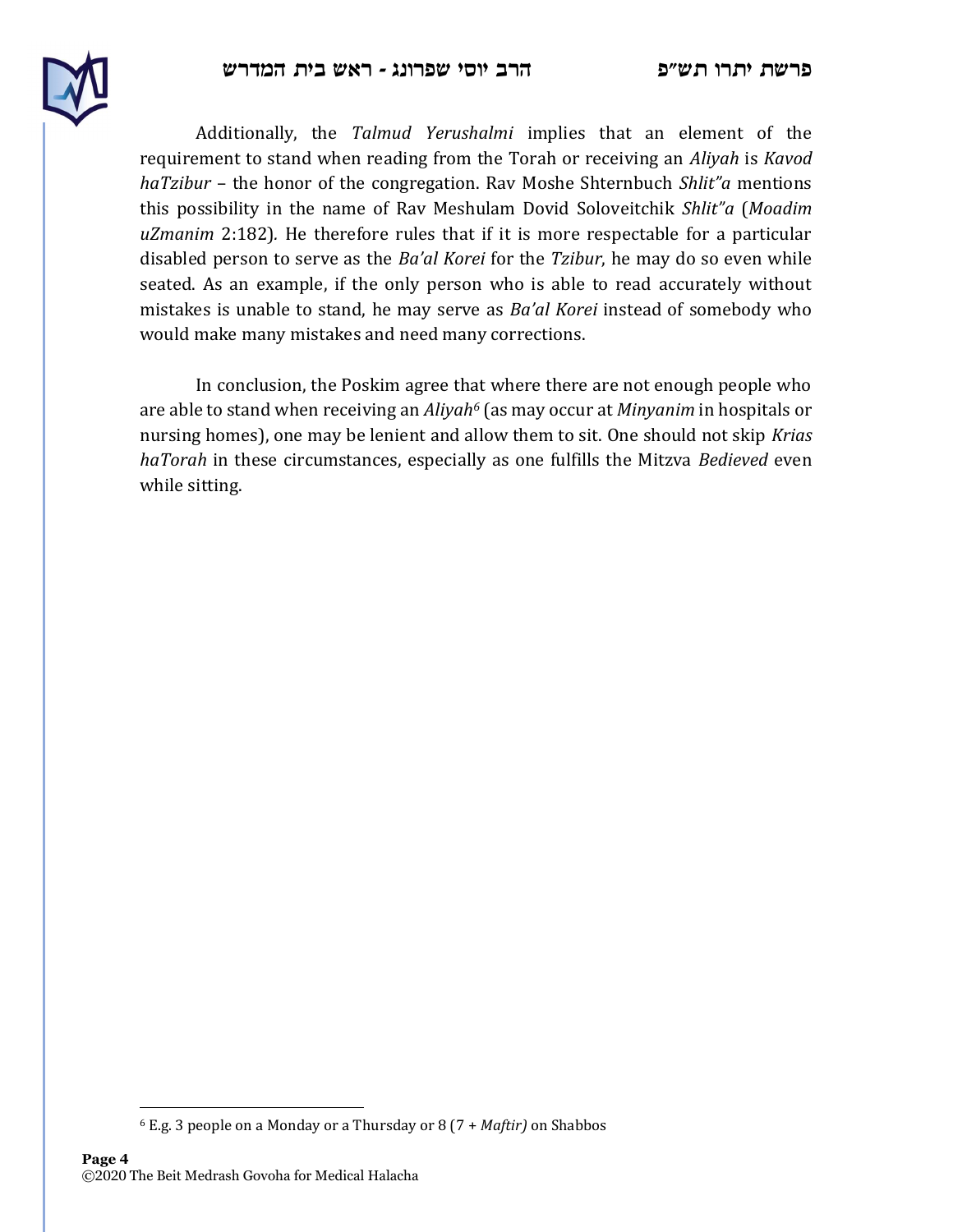Additionally, the *Talmud Yerushalmi* implies that an element of the requirement to stand when reading from the Torah or receiving an *Aliyah* is *Kavod haTzibur* – the honor of the congregation. Rav Moshe Shternbuch *Shlit"a* mentions this possibility in the name of Rav Meshulam Dovid Soloveitchik *Shlit"a* (*Moadim uZmanim* 2:182). He therefore rules that if it is more respectable for a particular disabled person to serve as the *Ba'al Korei* for the *Tzibur*, he may do so even while seated. As an example, if the only person who is able to read accurately without mistakes is unable to stand, he may serve as *Ba'al Korei* instead of somebody who would make many mistakes and need many corrections.

In conclusion, the Poskim agree that where there are not enough people who are able to stand when receiving an *Aliyah*[6] (as may occur at *Minyanim* in hospitals or nursing homes), one may be lenient and allow them to sit. One should not skip *Krias haTorah* in these circumstances, especially as one fulfills the Mitzva *Bedieved* even while sitting.

---

[6] E.g. 3 people on a Monday or a Thursday or 8 (7 + *Maftir)* on Shabbos